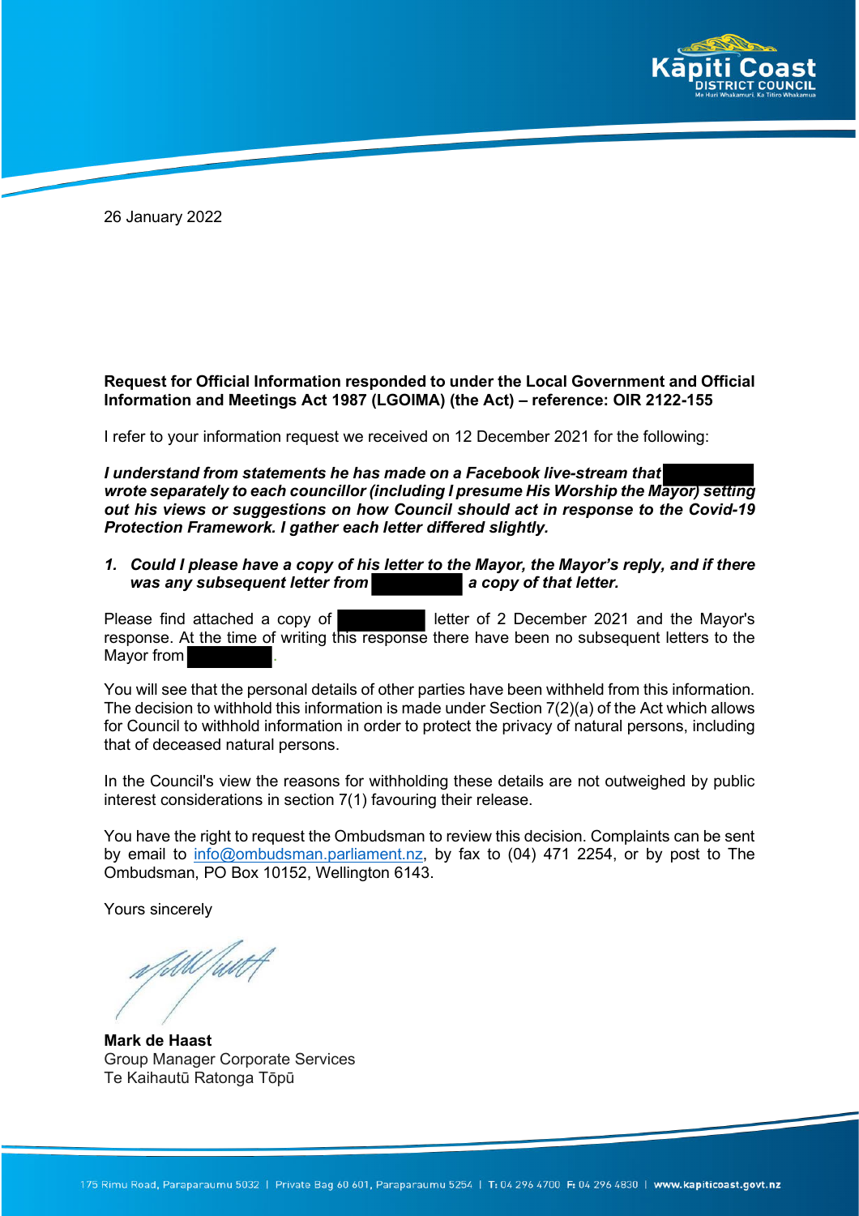26 January 2022

**Request for Official Information responded to under the Local Government and Official Information and Meetings Act 1987 (LGOIMA) (the Act) – reference: OIR 2122-155**

I refer to your information request we received on 12 December 2021 for the following:

***I understand from statements he has made on a Facebook live-stream that [redacted] wrote separately to each councillor (including I presume His Worship the Mayor) setting out his views or suggestions on how Council should act in response to the Covid-19 Protection Framework. I gather each letter differed slightly.***

1. ***Could I please have a copy of his letter to the Mayor, the Mayor's reply, and if there was any subsequent letter from [redacted] a copy of that letter.***

Please find attached a copy of [redacted] letter of 2 December 2021 and the Mayor's response. At the time of writing this response there have been no subsequent letters to the Mayor from [redacted].

You will see that the personal details of other parties have been withheld from this information. The decision to withhold this information is made under Section 7(2)(a) of the Act which allows for Council to withhold information in order to protect the privacy of natural persons, including that of deceased natural persons.

In the Council's view the reasons for withholding these details are not outweighed by public interest considerations in section 7(1) favouring their release.

You have the right to request the Ombudsman to review this decision. Complaints can be sent by email to info@ombudsman.parliament.nz, by fax to (04) 471 2254, or by post to The Ombudsman, PO Box 10152, Wellington 6143.

Yours sincerely

**Mark de Haast**
Group Manager Corporate Services
Te Kaihautū Ratonga Tōpū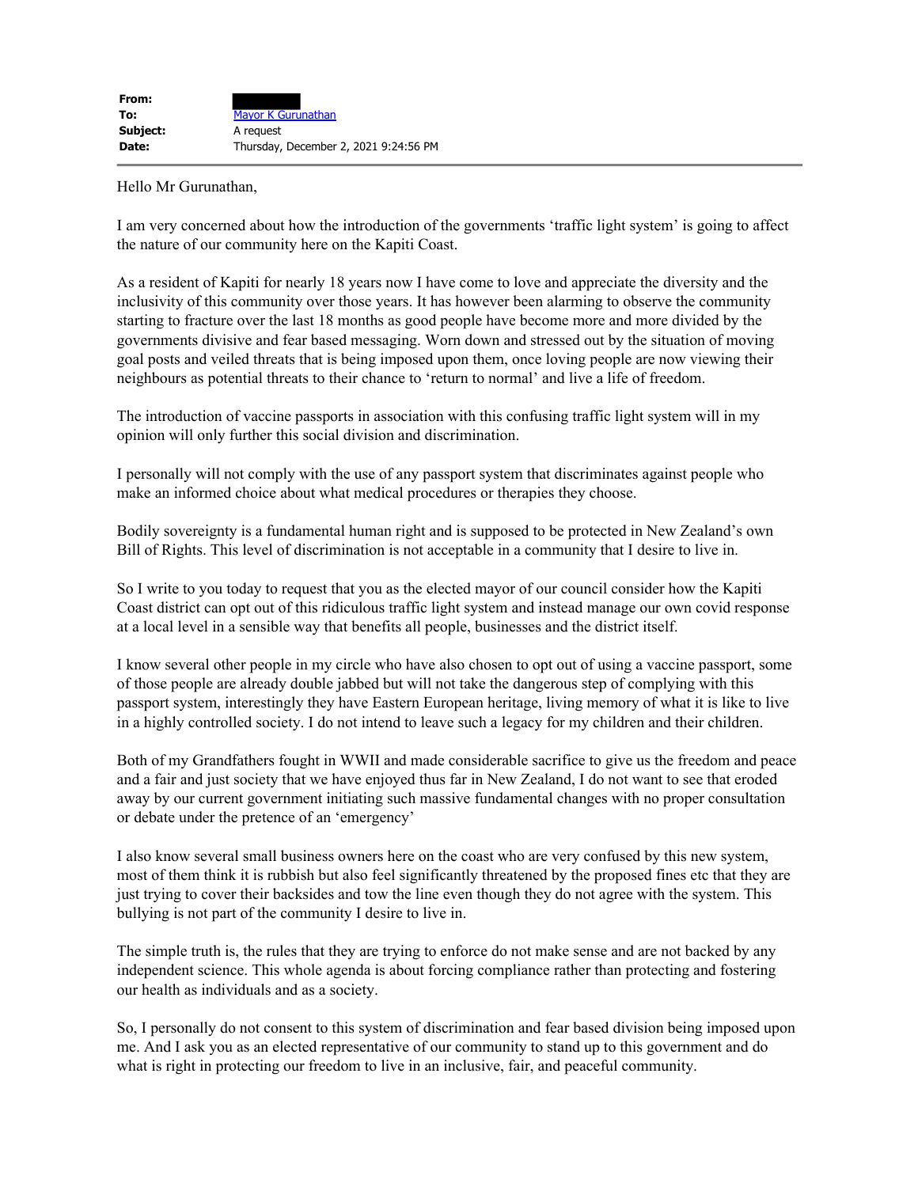| | |
|---|---|
| **From:** | █████ |
| **To:** | Mayor K Gurunathan |
| **Subject:** | A request |
| **Date:** | Thursday, December 2, 2021 9:24:56 PM |

Hello Mr Gurunathan,

I am very concerned about how the introduction of the governments 'traffic light system' is going to affect the nature of our community here on the Kapiti Coast.

As a resident of Kapiti for nearly 18 years now I have come to love and appreciate the diversity and the inclusivity of this community over those years. It has however been alarming to observe the community starting to fracture over the last 18 months as good people have become more and more divided by the governments divisive and fear based messaging. Worn down and stressed out by the situation of moving goal posts and veiled threats that is being imposed upon them, once loving people are now viewing their neighbours as potential threats to their chance to 'return to normal' and live a life of freedom.

The introduction of vaccine passports in association with this confusing traffic light system will in my opinion will only further this social division and discrimination.

I personally will not comply with the use of any passport system that discriminates against people who make an informed choice about what medical procedures or therapies they choose.

Bodily sovereignty is a fundamental human right and is supposed to be protected in New Zealand's own Bill of Rights. This level of discrimination is not acceptable in a community that I desire to live in.

So I write to you today to request that you as the elected mayor of our council consider how the Kapiti Coast district can opt out of this ridiculous traffic light system and instead manage our own covid response at a local level in a sensible way that benefits all people, businesses and the district itself.

I know several other people in my circle who have also chosen to opt out of using a vaccine passport, some of those people are already double jabbed but will not take the dangerous step of complying with this passport system, interestingly they have Eastern European heritage, living memory of what it is like to live in a highly controlled society. I do not intend to leave such a legacy for my children and their children.

Both of my Grandfathers fought in WWII and made considerable sacrifice to give us the freedom and peace and a fair and just society that we have enjoyed thus far in New Zealand, I do not want to see that eroded away by our current government initiating such massive fundamental changes with no proper consultation or debate under the pretence of an 'emergency'

I also know several small business owners here on the coast who are very confused by this new system, most of them think it is rubbish but also feel significantly threatened by the proposed fines etc that they are just trying to cover their backsides and tow the line even though they do not agree with the system. This bullying is not part of the community I desire to live in.

The simple truth is, the rules that they are trying to enforce do not make sense and are not backed by any independent science. This whole agenda is about forcing compliance rather than protecting and fostering our health as individuals and as a society.

So, I personally do not consent to this system of discrimination and fear based division being imposed upon me. And I ask you as an elected representative of our community to stand up to this government and do what is right in protecting our freedom to live in an inclusive, fair, and peaceful community.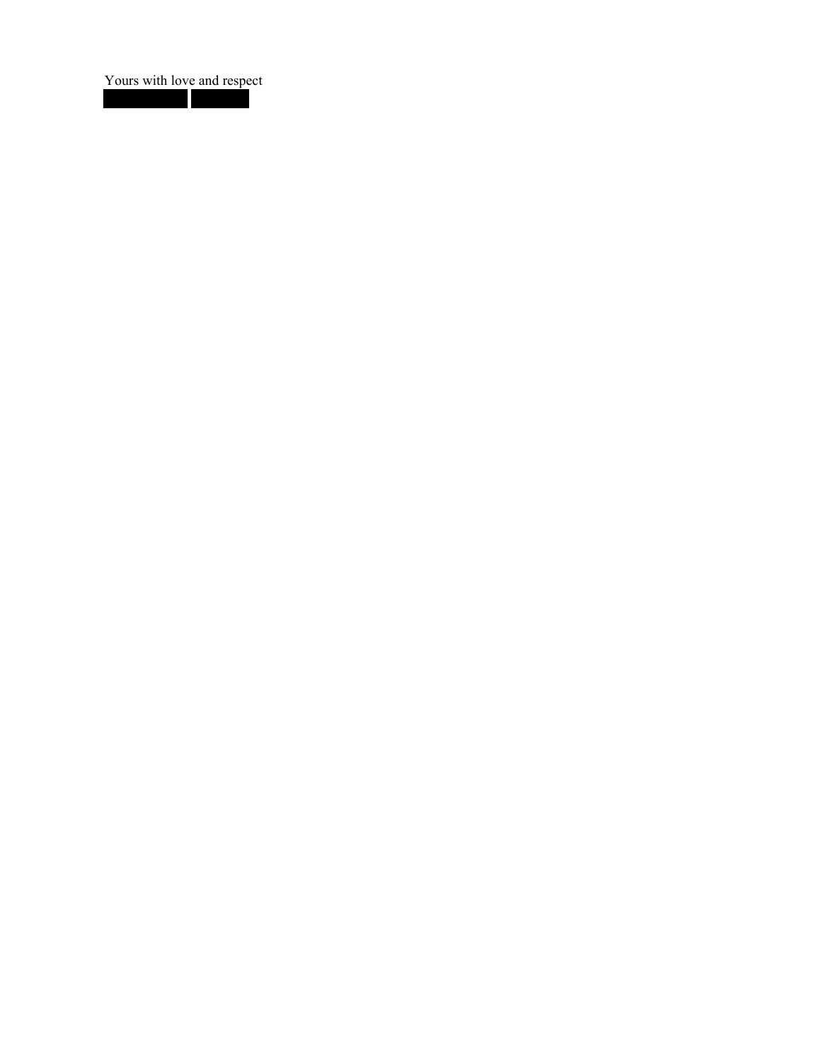Yours with love and respect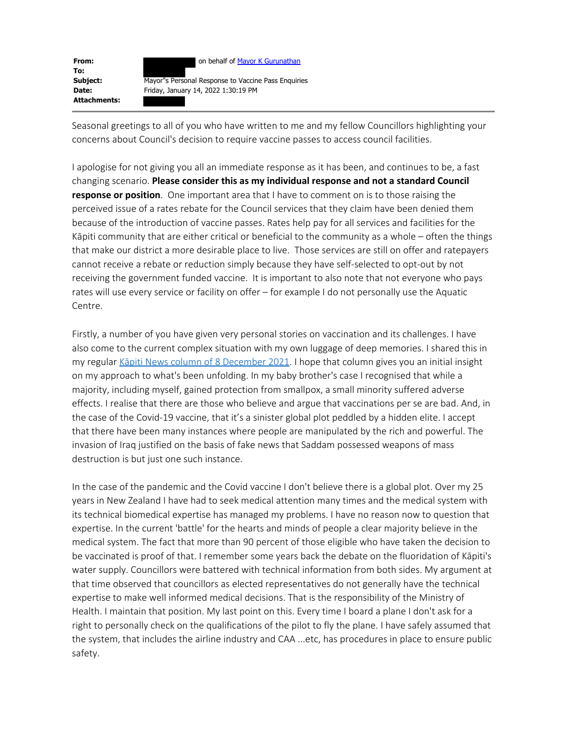| | |
|---|---|
| **From:** | on behalf of Mayor K Gurunathan |
| **To:** | |
| **Subject:** | Mayor"s Personal Response to Vaccine Pass Enquiries |
| **Date:** | Friday, January 14, 2022 1:30:19 PM |
| **Attachments:** | |

Seasonal greetings to all of you who have written to me and my fellow Councillors highlighting your concerns about Council's decision to require vaccine passes to access council facilities.

I apologise for not giving you all an immediate response as it has been, and continues to be, a fast changing scenario. **Please consider this as my individual response and not a standard Council response or position**. One important area that I have to comment on is to those raising the perceived issue of a rates rebate for the Council services that they claim have been denied them because of the introduction of vaccine passes. Rates help pay for all services and facilities for the Kāpiti community that are either critical or beneficial to the community as a whole – often the things that make our district a more desirable place to live. Those services are still on offer and ratepayers cannot receive a rebate or reduction simply because they have self-selected to opt-out by not receiving the government funded vaccine. It is important to also note that not everyone who pays rates will use every service or facility on offer – for example I do not personally use the Aquatic Centre.

Firstly, a number of you have given very personal stories on vaccination and its challenges. I have also come to the current complex situation with my own luggage of deep memories. I shared this in my regular Kāpiti News column of 8 December 2021. I hope that column gives you an initial insight on my approach to what's been unfolding. In my baby brother's case I recognised that while a majority, including myself, gained protection from smallpox, a small minority suffered adverse effects. I realise that there are those who believe and argue that vaccinations per se are bad. And, in the case of the Covid-19 vaccine, that it's a sinister global plot peddled by a hidden elite. I accept that there have been many instances where people are manipulated by the rich and powerful. The invasion of Iraq justified on the basis of fake news that Saddam possessed weapons of mass destruction is but just one such instance.

In the case of the pandemic and the Covid vaccine I don't believe there is a global plot. Over my 25 years in New Zealand I have had to seek medical attention many times and the medical system with its technical biomedical expertise has managed my problems. I have no reason now to question that expertise. In the current 'battle' for the hearts and minds of people a clear majority believe in the medical system. The fact that more than 90 percent of those eligible who have taken the decision to be vaccinated is proof of that. I remember some years back the debate on the fluoridation of Kāpiti's water supply. Councillors were battered with technical information from both sides. My argument at that time observed that councillors as elected representatives do not generally have the technical expertise to make well informed medical decisions. That is the responsibility of the Ministry of Health. I maintain that position. My last point on this. Every time I board a plane I don't ask for a right to personally check on the qualifications of the pilot to fly the plane. I have safely assumed that the system, that includes the airline industry and CAA ...etc, has procedures in place to ensure public safety.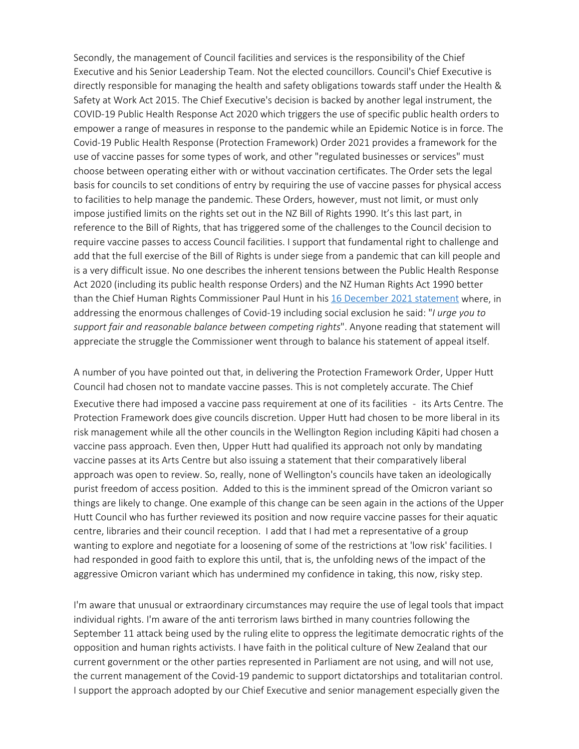Secondly, the management of Council facilities and services is the responsibility of the Chief Executive and his Senior Leadership Team. Not the elected councillors. Council's Chief Executive is directly responsible for managing the health and safety obligations towards staff under the Health & Safety at Work Act 2015. The Chief Executive's decision is backed by another legal instrument, the COVID-19 Public Health Response Act 2020 which triggers the use of specific public health orders to empower a range of measures in response to the pandemic while an Epidemic Notice is in force. The Covid-19 Public Health Response (Protection Framework) Order 2021 provides a framework for the use of vaccine passes for some types of work, and other "regulated businesses or services" must choose between operating either with or without vaccination certificates. The Order sets the legal basis for councils to set conditions of entry by requiring the use of vaccine passes for physical access to facilities to help manage the pandemic. These Orders, however, must not limit, or must only impose justified limits on the rights set out in the NZ Bill of Rights 1990. It's this last part, in reference to the Bill of Rights, that has triggered some of the challenges to the Council decision to require vaccine passes to access Council facilities. I support that fundamental right to challenge and add that the full exercise of the Bill of Rights is under siege from a pandemic that can kill people and is a very difficult issue. No one describes the inherent tensions between the Public Health Response Act 2020 (including its public health response Orders) and the NZ Human Rights Act 1990 better than the Chief Human Rights Commissioner Paul Hunt in his 16 December 2021 statement where, in addressing the enormous challenges of Covid-19 including social exclusion he said: "*I urge you to support fair and reasonable balance between competing rights*". Anyone reading that statement will appreciate the struggle the Commissioner went through to balance his statement of appeal itself.

A number of you have pointed out that, in delivering the Protection Framework Order, Upper Hutt Council had chosen not to mandate vaccine passes. This is not completely accurate. The Chief Executive there had imposed a vaccine pass requirement at one of its facilities - its Arts Centre. The Protection Framework does give councils discretion. Upper Hutt had chosen to be more liberal in its risk management while all the other councils in the Wellington Region including Kāpiti had chosen a vaccine pass approach. Even then, Upper Hutt had qualified its approach not only by mandating vaccine passes at its Arts Centre but also issuing a statement that their comparatively liberal approach was open to review. So, really, none of Wellington's councils have taken an ideologically purist freedom of access position. Added to this is the imminent spread of the Omicron variant so things are likely to change. One example of this change can be seen again in the actions of the Upper Hutt Council who has further reviewed its position and now require vaccine passes for their aquatic centre, libraries and their council reception. I add that I had met a representative of a group wanting to explore and negotiate for a loosening of some of the restrictions at 'low risk' facilities. I had responded in good faith to explore this until, that is, the unfolding news of the impact of the aggressive Omicron variant which has undermined my confidence in taking, this now, risky step.

I'm aware that unusual or extraordinary circumstances may require the use of legal tools that impact individual rights. I'm aware of the anti terrorism laws birthed in many countries following the September 11 attack being used by the ruling elite to oppress the legitimate democratic rights of the opposition and human rights activists. I have faith in the political culture of New Zealand that our current government or the other parties represented in Parliament are not using, and will not use, the current management of the Covid-19 pandemic to support dictatorships and totalitarian control. I support the approach adopted by our Chief Executive and senior management especially given the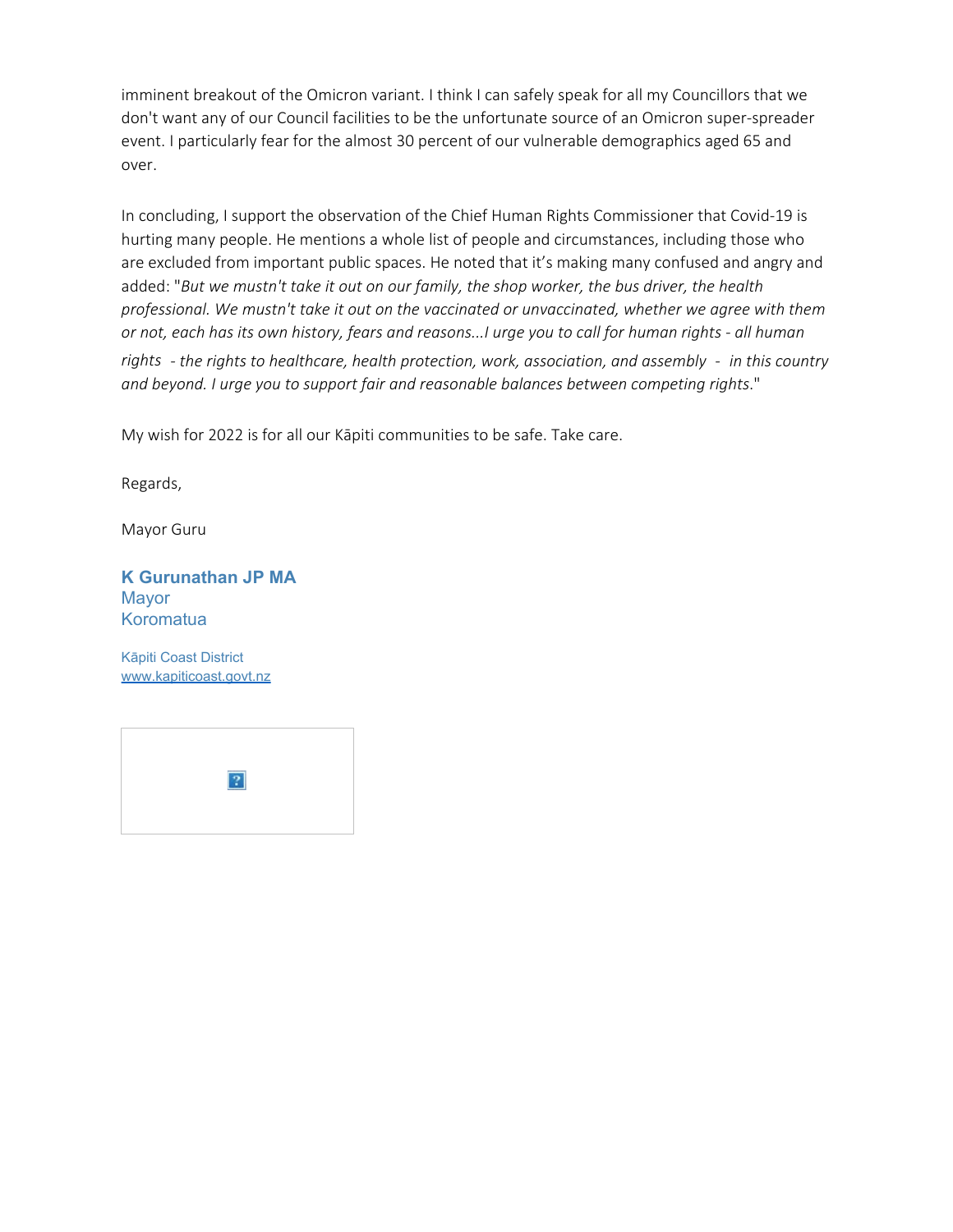imminent breakout of the Omicron variant. I think I can safely speak for all my Councillors that we don't want any of our Council facilities to be the unfortunate source of an Omicron super-spreader event. I particularly fear for the almost 30 percent of our vulnerable demographics aged 65 and over.

In concluding, I support the observation of the Chief Human Rights Commissioner that Covid-19 is hurting many people. He mentions a whole list of people and circumstances, including those who are excluded from important public spaces. He noted that it's making many confused and angry and added: "*But we mustn't take it out on our family, the shop worker, the bus driver, the health professional. We mustn't take it out on the vaccinated or unvaccinated, whether we agree with them or not, each has its own history, fears and reasons...I urge you to call for human rights - all human rights - the rights to healthcare, health protection, work, association, and assembly - in this country and beyond. I urge you to support fair and reasonable balances between competing rights.*"

My wish for 2022 is for all our Kāpiti communities to be safe. Take care.

Regards,

Mayor Guru

**K Gurunathan JP MA**
Mayor
Koromatua

Kāpiti Coast District
www.kapiticoast.govt.nz